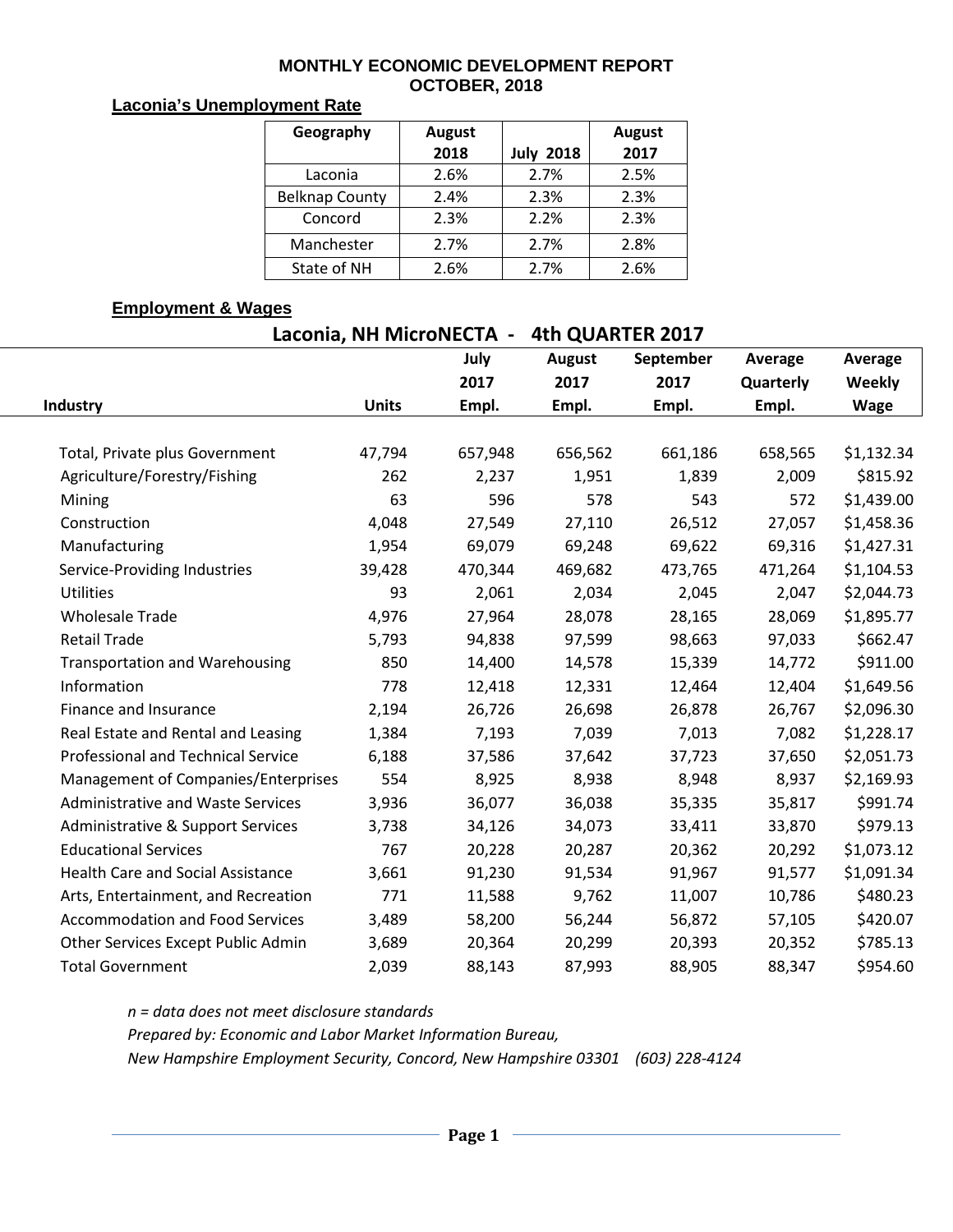**MONTHLY ECONOMIC DEVELOPMENT REPORT**
**OCTOBER, 2018**

## Laconia's Unemployment Rate

| Geography | August 2018 | July 2018 | August 2017 |
|---|---|---|---|
| Laconia | 2.6% | 2.7% | 2.5% |
| Belknap County | 2.4% | 2.3% | 2.3% |
| Concord | 2.3% | 2.2% | 2.3% |
| Manchester | 2.7% | 2.7% | 2.8% |
| State of NH | 2.6% | 2.7% | 2.6% |

## Employment & Wages

**Laconia, NH MicroNECTA - 4th QUARTER 2017**

| Industry | Units | July 2017 Empl. | August 2017 Empl. | September 2017 Empl. | Average Quarterly Empl. | Average Weekly Wage |
|---|---|---|---|---|---|---|
| Total, Private plus Government | 47,794 | 657,948 | 656,562 | 661,186 | 658,565 | $1,132.34 |
| Agriculture/Forestry/Fishing | 262 | 2,237 | 1,951 | 1,839 | 2,009 | $815.92 |
| Mining | 63 | 596 | 578 | 543 | 572 | $1,439.00 |
| Construction | 4,048 | 27,549 | 27,110 | 26,512 | 27,057 | $1,458.36 |
| Manufacturing | 1,954 | 69,079 | 69,248 | 69,622 | 69,316 | $1,427.31 |
| Service-Providing Industries | 39,428 | 470,344 | 469,682 | 473,765 | 471,264 | $1,104.53 |
| Utilities | 93 | 2,061 | 2,034 | 2,045 | 2,047 | $2,044.73 |
| Wholesale Trade | 4,976 | 27,964 | 28,078 | 28,165 | 28,069 | $1,895.77 |
| Retail Trade | 5,793 | 94,838 | 97,599 | 98,663 | 97,033 | $662.47 |
| Transportation and Warehousing | 850 | 14,400 | 14,578 | 15,339 | 14,772 | $911.00 |
| Information | 778 | 12,418 | 12,331 | 12,464 | 12,404 | $1,649.56 |
| Finance and Insurance | 2,194 | 26,726 | 26,698 | 26,878 | 26,767 | $2,096.30 |
| Real Estate and Rental and Leasing | 1,384 | 7,193 | 7,039 | 7,013 | 7,082 | $1,228.17 |
| Professional and Technical Service | 6,188 | 37,586 | 37,642 | 37,723 | 37,650 | $2,051.73 |
| Management of Companies/Enterprises | 554 | 8,925 | 8,938 | 8,948 | 8,937 | $2,169.93 |
| Administrative and Waste Services | 3,936 | 36,077 | 36,038 | 35,335 | 35,817 | $991.74 |
| Administrative & Support Services | 3,738 | 34,126 | 34,073 | 33,411 | 33,870 | $979.13 |
| Educational Services | 767 | 20,228 | 20,287 | 20,362 | 20,292 | $1,073.12 |
| Health Care and Social Assistance | 3,661 | 91,230 | 91,534 | 91,967 | 91,577 | $1,091.34 |
| Arts, Entertainment, and Recreation | 771 | 11,588 | 9,762 | 11,007 | 10,786 | $480.23 |
| Accommodation and Food Services | 3,489 | 58,200 | 56,244 | 56,872 | 57,105 | $420.07 |
| Other Services Except Public Admin | 3,689 | 20,364 | 20,299 | 20,393 | 20,352 | $785.13 |
| Total Government | 2,039 | 88,143 | 87,993 | 88,905 | 88,347 | $954.60 |

*n = data does not meet disclosure standards*

*Prepared by: Economic and Labor Market Information Bureau,*

*New Hampshire Employment Security, Concord, New Hampshire 03301 (603) 228-4124*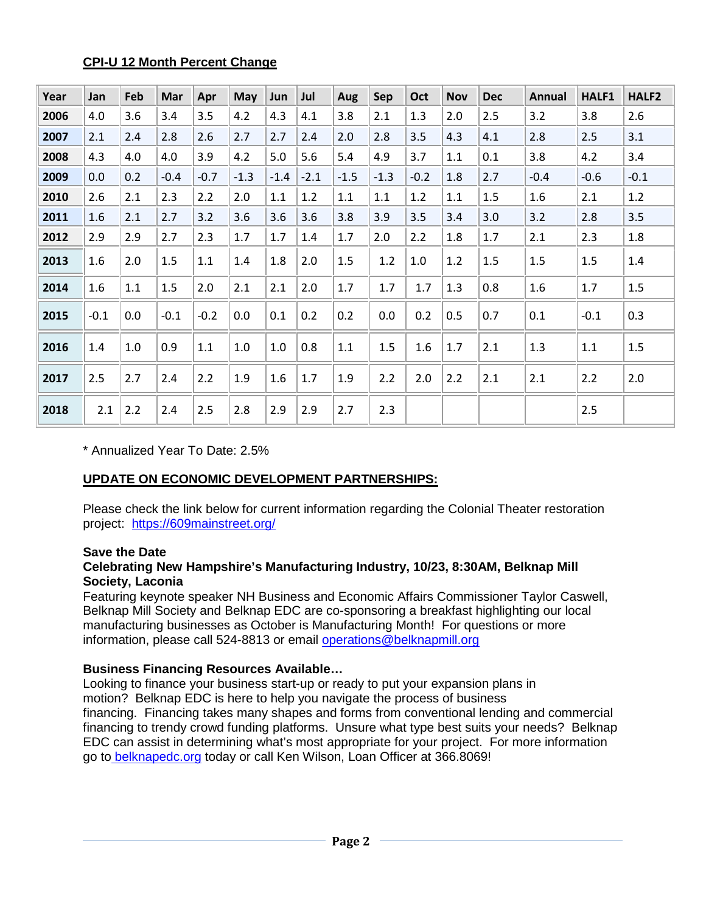**CPI-U 12 Month Percent Change**

| Year | Jan | Feb | Mar | Apr | May | Jun | Jul | Aug | Sep | Oct | Nov | Dec | Annual | HALF1 | HALF2 |
|---|---|---|---|---|---|---|---|---|---|---|---|---|---|---|---|
| **2006** | 4.0 | 3.6 | 3.4 | 3.5 | 4.2 | 4.3 | 4.1 | 3.8 | 2.1 | 1.3 | 2.0 | 2.5 | 3.2 | 3.8 | 2.6 |
| **2007** | 2.1 | 2.4 | 2.8 | 2.6 | 2.7 | 2.7 | 2.4 | 2.0 | 2.8 | 3.5 | 4.3 | 4.1 | 2.8 | 2.5 | 3.1 |
| **2008** | 4.3 | 4.0 | 4.0 | 3.9 | 4.2 | 5.0 | 5.6 | 5.4 | 4.9 | 3.7 | 1.1 | 0.1 | 3.8 | 4.2 | 3.4 |
| **2009** | 0.0 | 0.2 | -0.4 | -0.7 | -1.3 | -1.4 | -2.1 | -1.5 | -1.3 | -0.2 | 1.8 | 2.7 | -0.4 | -0.6 | -0.1 |
| **2010** | 2.6 | 2.1 | 2.3 | 2.2 | 2.0 | 1.1 | 1.2 | 1.1 | 1.1 | 1.2 | 1.1 | 1.5 | 1.6 | 2.1 | 1.2 |
| **2011** | 1.6 | 2.1 | 2.7 | 3.2 | 3.6 | 3.6 | 3.6 | 3.8 | 3.9 | 3.5 | 3.4 | 3.0 | 3.2 | 2.8 | 3.5 |
| **2012** | 2.9 | 2.9 | 2.7 | 2.3 | 1.7 | 1.7 | 1.4 | 1.7 | 2.0 | 2.2 | 1.8 | 1.7 | 2.1 | 2.3 | 1.8 |
| **2013** | 1.6 | 2.0 | 1.5 | 1.1 | 1.4 | 1.8 | 2.0 | 1.5 | 1.2 | 1.0 | 1.2 | 1.5 | 1.5 | 1.5 | 1.4 |
| **2014** | 1.6 | 1.1 | 1.5 | 2.0 | 2.1 | 2.1 | 2.0 | 1.7 | 1.7 | 1.7 | 1.3 | 0.8 | 1.6 | 1.7 | 1.5 |
| **2015** | -0.1 | 0.0 | -0.1 | -0.2 | 0.0 | 0.1 | 0.2 | 0.2 | 0.0 | 0.2 | 0.5 | 0.7 | 0.1 | -0.1 | 0.3 |
| **2016** | 1.4 | 1.0 | 0.9 | 1.1 | 1.0 | 1.0 | 0.8 | 1.1 | 1.5 | 1.6 | 1.7 | 2.1 | 1.3 | 1.1 | 1.5 |
| **2017** | 2.5 | 2.7 | 2.4 | 2.2 | 1.9 | 1.6 | 1.7 | 1.9 | 2.2 | 2.0 | 2.2 | 2.1 | 2.1 | 2.2 | 2.0 |
| **2018** | 2.1 | 2.2 | 2.4 | 2.5 | 2.8 | 2.9 | 2.9 | 2.7 | 2.3 | | | | | 2.5 | |

\* Annualized Year To Date: 2.5%

## UPDATE ON ECONOMIC DEVELOPMENT PARTNERSHIPS:

Please check the link below for current information regarding the Colonial Theater restoration project: https://609mainstreet.org/

**Save the Date**

**Celebrating New Hampshire's Manufacturing Industry, 10/23, 8:30AM, Belknap Mill Society, Laconia**

Featuring keynote speaker NH Business and Economic Affairs Commissioner Taylor Caswell, Belknap Mill Society and Belknap EDC are co-sponsoring a breakfast highlighting our local manufacturing businesses as October is Manufacturing Month! For questions or more information, please call 524-8813 or email operations@belknapmill.org

**Business Financing Resources Available…**

Looking to finance your business start-up or ready to put your expansion plans in motion? Belknap EDC is here to help you navigate the process of business financing. Financing takes many shapes and forms from conventional lending and commercial financing to trendy crowd funding platforms. Unsure what type best suits your needs? Belknap EDC can assist in determining what's most appropriate for your project. For more information go to belknapedc.org today or call Ken Wilson, Loan Officer at 366.8069!